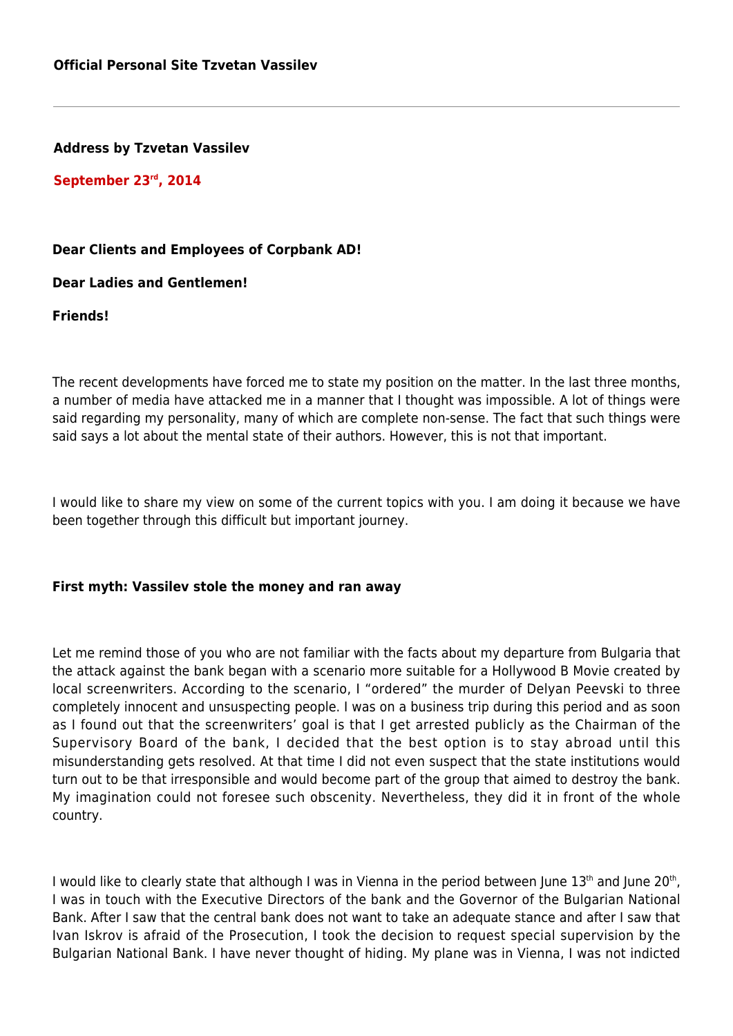**Official Personal Site Tzvetan Vassilev**

---

**Address by Tzvetan Vassilev**

**September 23rd, 2014**

**Dear Clients and Employees of Corpbank AD!**

**Dear Ladies and Gentlemen!**

**Friends!**

The recent developments have forced me to state my position on the matter. In the last three months, a number of media have attacked me in a manner that I thought was impossible. A lot of things were said regarding my personality, many of which are complete non-sense. The fact that such things were said says a lot about the mental state of their authors. However, this is not that important.

I would like to share my view on some of the current topics with you. I am doing it because we have been together through this difficult but important journey.

**First myth: Vassilev stole the money and ran away**

Let me remind those of you who are not familiar with the facts about my departure from Bulgaria that the attack against the bank began with a scenario more suitable for a Hollywood B Movie created by local screenwriters. According to the scenario, I "ordered" the murder of Delyan Peevski to three completely innocent and unsuspecting people. I was on a business trip during this period and as soon as I found out that the screenwriters' goal is that I get arrested publicly as the Chairman of the Supervisory Board of the bank, I decided that the best option is to stay abroad until this misunderstanding gets resolved. At that time I did not even suspect that the state institutions would turn out to be that irresponsible and would become part of the group that aimed to destroy the bank. My imagination could not foresee such obscenity. Nevertheless, they did it in front of the whole country.

I would like to clearly state that although I was in Vienna in the period between June 13th and June 20th, I was in touch with the Executive Directors of the bank and the Governor of the Bulgarian National Bank. After I saw that the central bank does not want to take an adequate stance and after I saw that Ivan Iskrov is afraid of the Prosecution, I took the decision to request special supervision by the Bulgarian National Bank. I have never thought of hiding. My plane was in Vienna, I was not indicted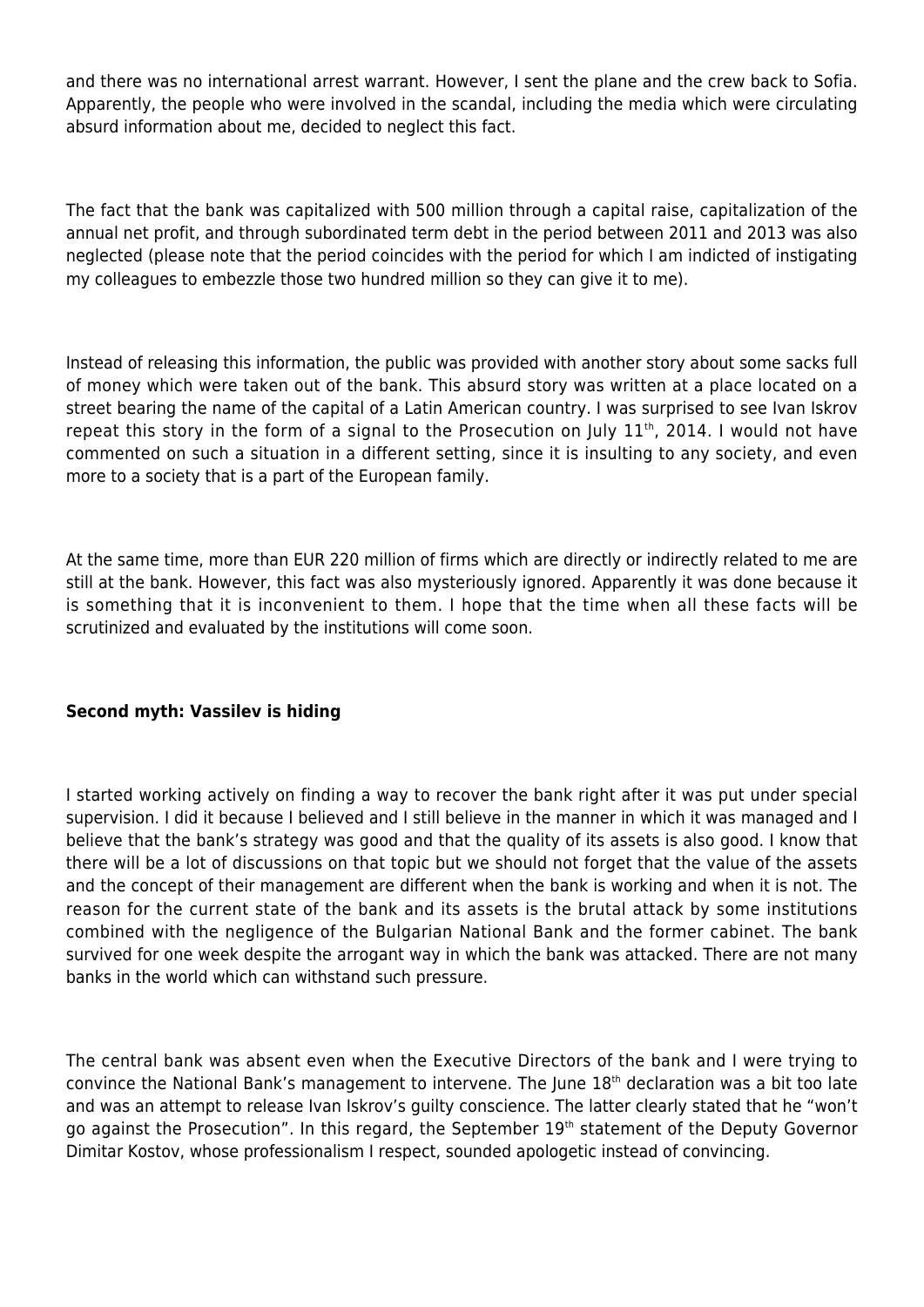and there was no international arrest warrant. However, I sent the plane and the crew back to Sofia. Apparently, the people who were involved in the scandal, including the media which were circulating absurd information about me, decided to neglect this fact.

The fact that the bank was capitalized with 500 million through a capital raise, capitalization of the annual net profit, and through subordinated term debt in the period between 2011 and 2013 was also neglected (please note that the period coincides with the period for which I am indicted of instigating my colleagues to embezzle those two hundred million so they can give it to me).

Instead of releasing this information, the public was provided with another story about some sacks full of money which were taken out of the bank. This absurd story was written at a place located on a street bearing the name of the capital of a Latin American country. I was surprised to see Ivan Iskrov repeat this story in the form of a signal to the Prosecution on July 11th, 2014. I would not have commented on such a situation in a different setting, since it is insulting to any society, and even more to a society that is a part of the European family.

At the same time, more than EUR 220 million of firms which are directly or indirectly related to me are still at the bank. However, this fact was also mysteriously ignored. Apparently it was done because it is something that it is inconvenient to them. I hope that the time when all these facts will be scrutinized and evaluated by the institutions will come soon.

**Second myth: Vassilev is hiding**

I started working actively on finding a way to recover the bank right after it was put under special supervision. I did it because I believed and I still believe in the manner in which it was managed and I believe that the bank's strategy was good and that the quality of its assets is also good. I know that there will be a lot of discussions on that topic but we should not forget that the value of the assets and the concept of their management are different when the bank is working and when it is not. The reason for the current state of the bank and its assets is the brutal attack by some institutions combined with the negligence of the Bulgarian National Bank and the former cabinet. The bank survived for one week despite the arrogant way in which the bank was attacked. There are not many banks in the world which can withstand such pressure.

The central bank was absent even when the Executive Directors of the bank and I were trying to convince the National Bank's management to intervene. The June 18th declaration was a bit too late and was an attempt to release Ivan Iskrov's guilty conscience. The latter clearly stated that he "won't go against the Prosecution". In this regard, the September 19th statement of the Deputy Governor Dimitar Kostov, whose professionalism I respect, sounded apologetic instead of convincing.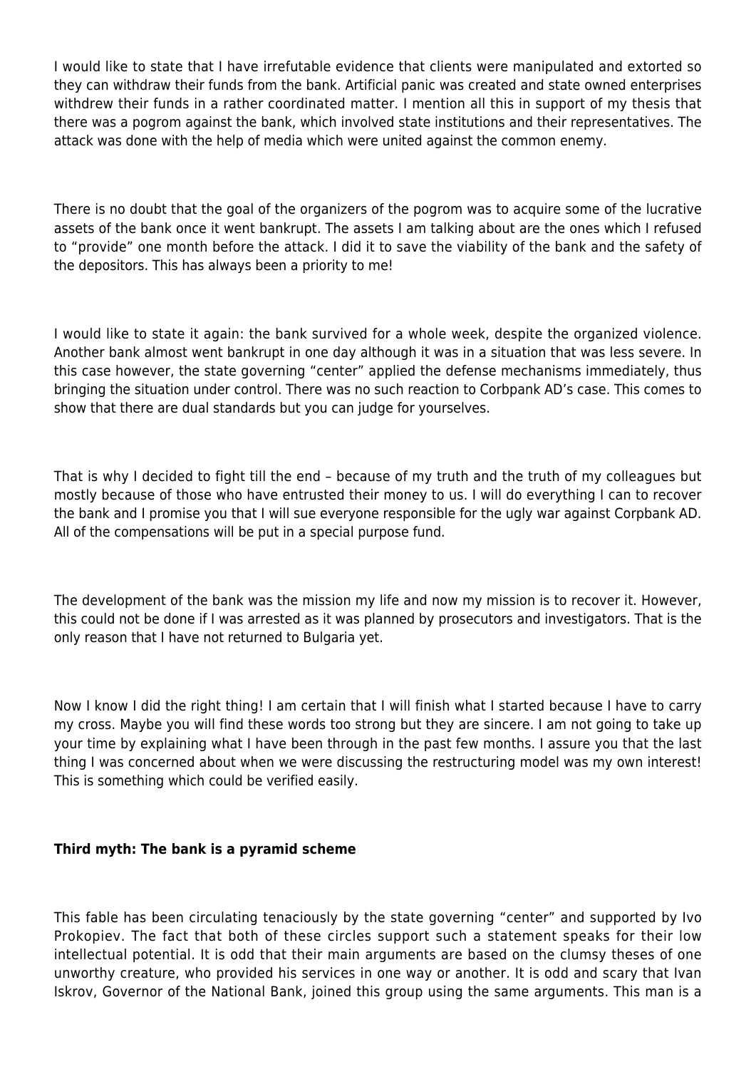I would like to state that I have irrefutable evidence that clients were manipulated and extorted so they can withdraw their funds from the bank. Artificial panic was created and state owned enterprises withdrew their funds in a rather coordinated matter. I mention all this in support of my thesis that there was a pogrom against the bank, which involved state institutions and their representatives. The attack was done with the help of media which were united against the common enemy.

There is no doubt that the goal of the organizers of the pogrom was to acquire some of the lucrative assets of the bank once it went bankrupt. The assets I am talking about are the ones which I refused to "provide" one month before the attack. I did it to save the viability of the bank and the safety of the depositors. This has always been a priority to me!

I would like to state it again: the bank survived for a whole week, despite the organized violence. Another bank almost went bankrupt in one day although it was in a situation that was less severe. In this case however, the state governing "center" applied the defense mechanisms immediately, thus bringing the situation under control. There was no such reaction to Corbpank AD's case. This comes to show that there are dual standards but you can judge for yourselves.

That is why I decided to fight till the end – because of my truth and the truth of my colleagues but mostly because of those who have entrusted their money to us. I will do everything I can to recover the bank and I promise you that I will sue everyone responsible for the ugly war against Corpbank AD. All of the compensations will be put in a special purpose fund.

The development of the bank was the mission my life and now my mission is to recover it. However, this could not be done if I was arrested as it was planned by prosecutors and investigators. That is the only reason that I have not returned to Bulgaria yet.

Now I know I did the right thing! I am certain that I will finish what I started because I have to carry my cross. Maybe you will find these words too strong but they are sincere. I am not going to take up your time by explaining what I have been through in the past few months. I assure you that the last thing I was concerned about when we were discussing the restructuring model was my own interest! This is something which could be verified easily.

**Third myth: The bank is a pyramid scheme**

This fable has been circulating tenaciously by the state governing "center" and supported by Ivo Prokopiev. The fact that both of these circles support such a statement speaks for their low intellectual potential. It is odd that their main arguments are based on the clumsy theses of one unworthy creature, who provided his services in one way or another. It is odd and scary that Ivan Iskrov, Governor of the National Bank, joined this group using the same arguments. This man is a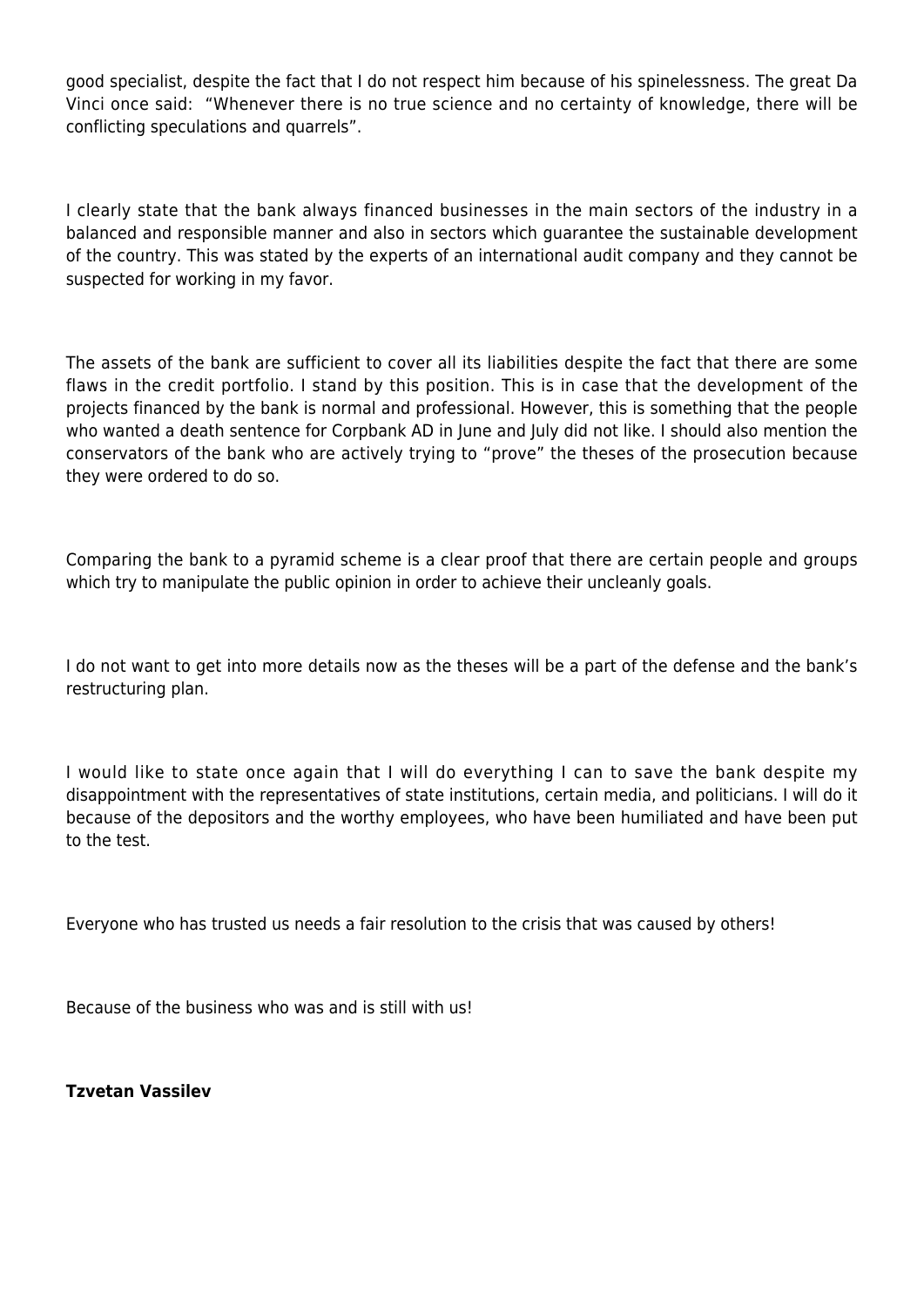good specialist, despite the fact that I do not respect him because of his spinelessness. The great Da Vinci once said: "Whenever there is no true science and no certainty of knowledge, there will be conflicting speculations and quarrels".

I clearly state that the bank always financed businesses in the main sectors of the industry in a balanced and responsible manner and also in sectors which guarantee the sustainable development of the country. This was stated by the experts of an international audit company and they cannot be suspected for working in my favor.

The assets of the bank are sufficient to cover all its liabilities despite the fact that there are some flaws in the credit portfolio. I stand by this position. This is in case that the development of the projects financed by the bank is normal and professional. However, this is something that the people who wanted a death sentence for Corpbank AD in June and July did not like. I should also mention the conservators of the bank who are actively trying to "prove" the theses of the prosecution because they were ordered to do so.

Comparing the bank to a pyramid scheme is a clear proof that there are certain people and groups which try to manipulate the public opinion in order to achieve their uncleanly goals.

I do not want to get into more details now as the theses will be a part of the defense and the bank's restructuring plan.

I would like to state once again that I will do everything I can to save the bank despite my disappointment with the representatives of state institutions, certain media, and politicians. I will do it because of the depositors and the worthy employees, who have been humiliated and have been put to the test.

Everyone who has trusted us needs a fair resolution to the crisis that was caused by others!

Because of the business who was and is still with us!

**Tzvetan Vassilev**